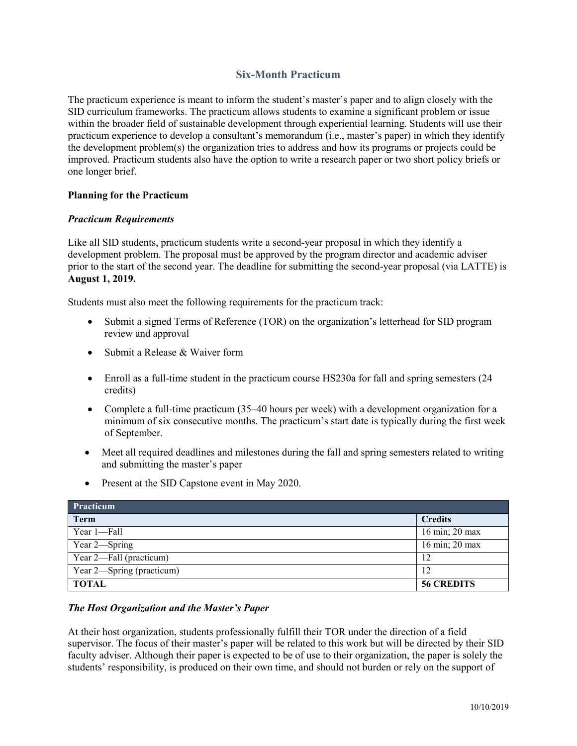# Six-Month Practicum

The practicum experience is meant to inform the student's master's paper and to align closely with the SID curriculum frameworks. The practicum allows students to examine a significant problem or issue within the broader field of sustainable development through experiential learning. Students will use their practicum experience to develop a consultant's memorandum (i.e., master's paper) in which they identify the development problem(s) the organization tries to address and how its programs or projects could be improved. Practicum students also have the option to write a research paper or two short policy briefs or one longer brief.

## Planning for the Practicum

### *Practicum Requirements*

Like all SID students, practicum students write a second-year proposal in which they identify a development problem. The proposal must be approved by the program director and academic adviser prior to the start of the second year. The deadline for submitting the second-year proposal (via LATTE) is **August 1, 2019.**

Students must also meet the following requirements for the practicum track:

- Submit a signed Terms of Reference (TOR) on the organization's letterhead for SID program review and approval
- Submit a Release & Waiver form
- Enroll as a full-time student in the practicum course HS230a for fall and spring semesters (24 credits)
- Complete a full-time practicum (35–40 hours per week) with a development organization for a minimum of six consecutive months. The practicum's start date is typically during the first week of September.
- Meet all required deadlines and milestones during the fall and spring semesters related to writing and submitting the master's paper
- Present at the SID Capstone event in May 2020.

| Practicum | |
|---|---|
| **Term** | **Credits** |
| Year 1—Fall | 16 min; 20 max |
| Year 2—Spring | 16 min; 20 max |
| Year 2—Fall (practicum) | 12 |
| Year 2—Spring (practicum) | 12 |
| **TOTAL** | **56 CREDITS** |

### *The Host Organization and the Master's Paper*

At their host organization, students professionally fulfill their TOR under the direction of a field supervisor. The focus of their master's paper will be related to this work but will be directed by their SID faculty adviser. Although their paper is expected to be of use to their organization, the paper is solely the students' responsibility, is produced on their own time, and should not burden or rely on the support of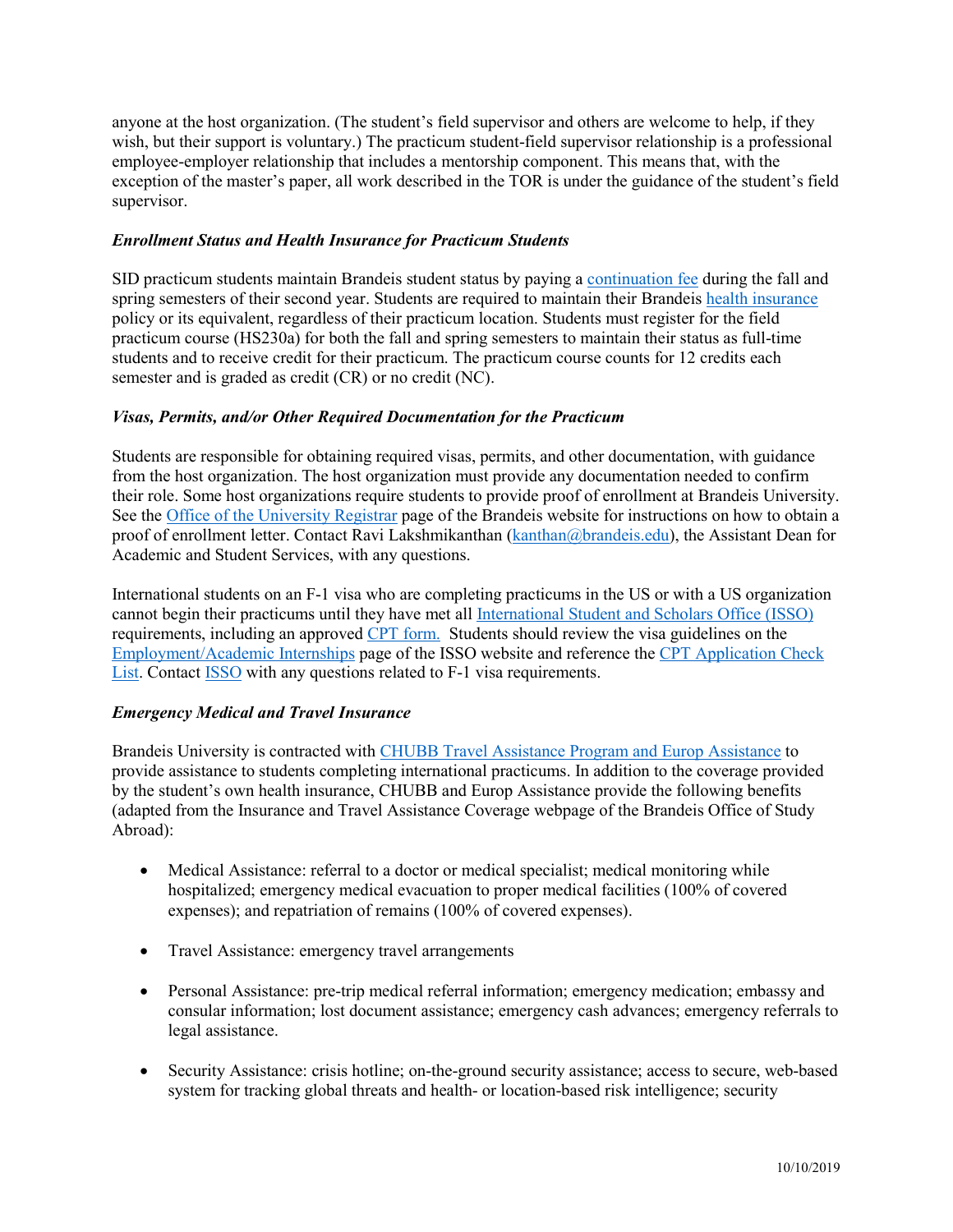anyone at the host organization. (The student's field supervisor and others are welcome to help, if they wish, but their support is voluntary.) The practicum student-field supervisor relationship is a professional employee-employer relationship that includes a mentorship component. This means that, with the exception of the master's paper, all work described in the TOR is under the guidance of the student's field supervisor.

### *Enrollment Status and Health Insurance for Practicum Students*

SID practicum students maintain Brandeis student status by paying a continuation fee during the fall and spring semesters of their second year. Students are required to maintain their Brandeis health insurance policy or its equivalent, regardless of their practicum location. Students must register for the field practicum course (HS230a) for both the fall and spring semesters to maintain their status as full-time students and to receive credit for their practicum. The practicum course counts for 12 credits each semester and is graded as credit (CR) or no credit (NC).

### *Visas, Permits, and/or Other Required Documentation for the Practicum*

Students are responsible for obtaining required visas, permits, and other documentation, with guidance from the host organization. The host organization must provide any documentation needed to confirm their role. Some host organizations require students to provide proof of enrollment at Brandeis University. See the Office of the University Registrar page of the Brandeis website for instructions on how to obtain a proof of enrollment letter. Contact Ravi Lakshmikanthan (kanthan@brandeis.edu), the Assistant Dean for Academic and Student Services, with any questions.

International students on an F-1 visa who are completing practicums in the US or with a US organization cannot begin their practicums until they have met all International Student and Scholars Office (ISSO) requirements, including an approved CPT form. Students should review the visa guidelines on the Employment/Academic Internships page of the ISSO website and reference the CPT Application Check List. Contact ISSO with any questions related to F-1 visa requirements.

### *Emergency Medical and Travel Insurance*

Brandeis University is contracted with CHUBB Travel Assistance Program and Europ Assistance to provide assistance to students completing international practicums. In addition to the coverage provided by the student's own health insurance, CHUBB and Europ Assistance provide the following benefits (adapted from the Insurance and Travel Assistance Coverage webpage of the Brandeis Office of Study Abroad):

- Medical Assistance: referral to a doctor or medical specialist; medical monitoring while hospitalized; emergency medical evacuation to proper medical facilities (100% of covered expenses); and repatriation of remains (100% of covered expenses).
- Travel Assistance: emergency travel arrangements
- Personal Assistance: pre-trip medical referral information; emergency medication; embassy and consular information; lost document assistance; emergency cash advances; emergency referrals to legal assistance.
- Security Assistance: crisis hotline; on-the-ground security assistance; access to secure, web-based system for tracking global threats and health- or location-based risk intelligence; security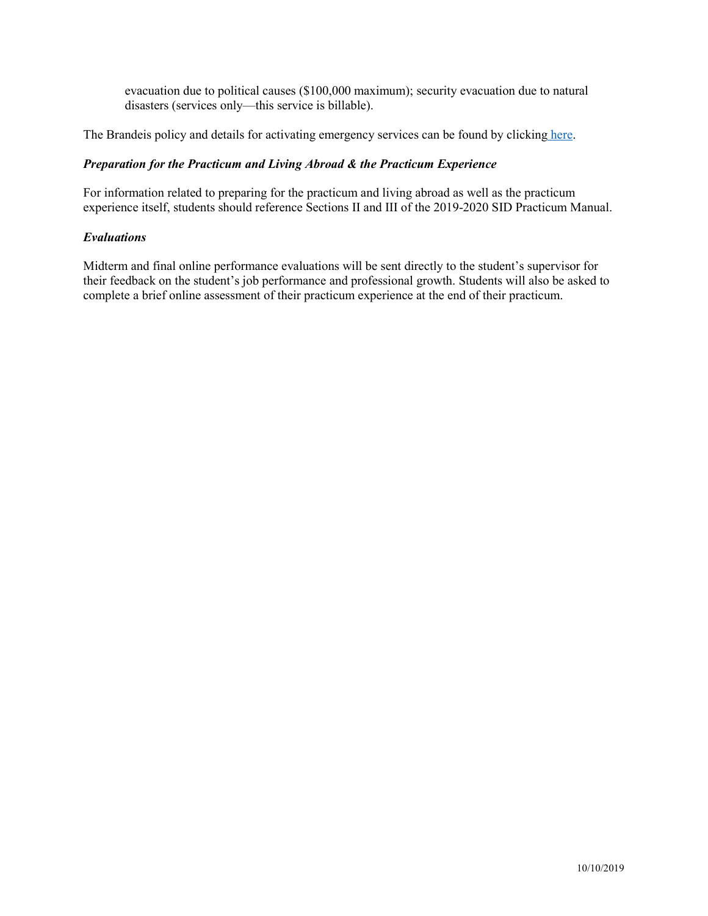evacuation due to political causes ($100,000 maximum); security evacuation due to natural disasters (services only—this service is billable).

The Brandeis policy and details for activating emergency services can be found by clicking here.

***Preparation for the Practicum and Living Abroad & the Practicum Experience***

For information related to preparing for the practicum and living abroad as well as the practicum experience itself, students should reference Sections II and III of the 2019-2020 SID Practicum Manual.

***Evaluations***

Midterm and final online performance evaluations will be sent directly to the student's supervisor for their feedback on the student's job performance and professional growth. Students will also be asked to complete a brief online assessment of their practicum experience at the end of their practicum.